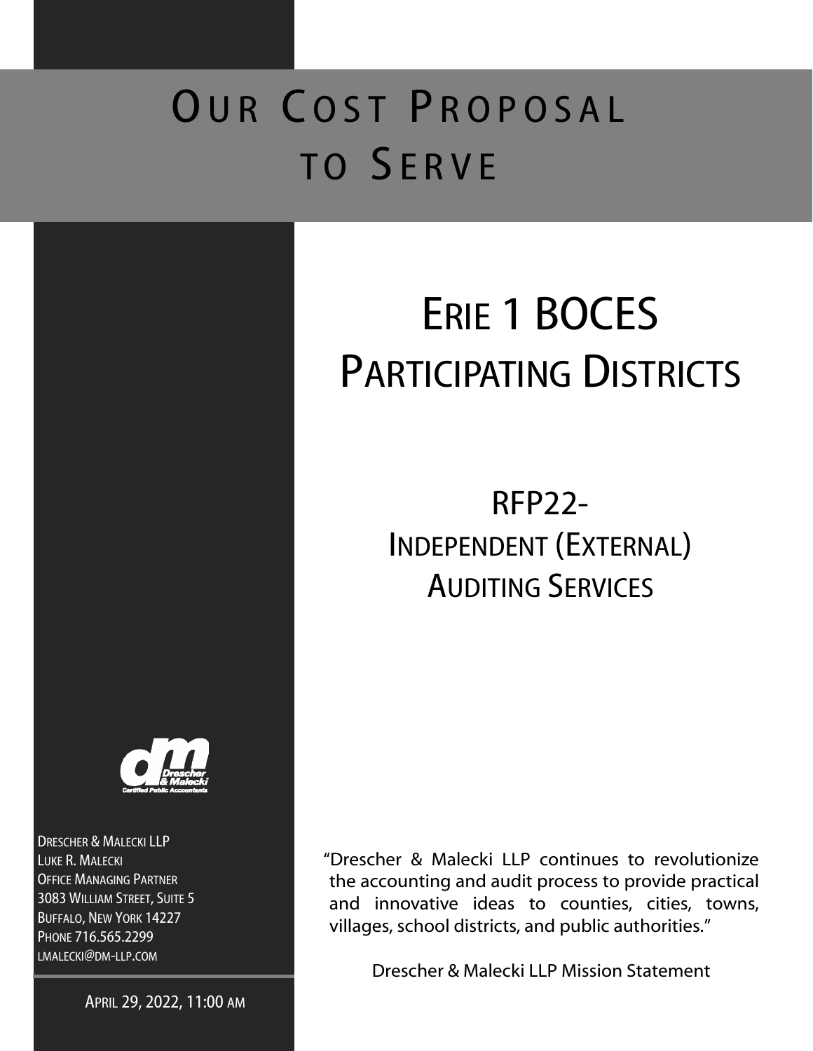# Our Cost Proposal to Serve

# Erie 1 BOCES Participating Districts

## RFP22-
## Independent (External) Auditing Services

Drescher & Malecki LLP
Luke R. Malecki
Office Managing Partner
3083 William Street, Suite 5
Buffalo, New York 14227
Phone 716.565.2299
lmalecki@dm-llp.com

April 29, 2022, 11:00 AM

"Drescher & Malecki LLP continues to revolutionize the accounting and audit process to provide practical and innovative ideas to counties, cities, towns, villages, school districts, and public authorities."

Drescher & Malecki LLP Mission Statement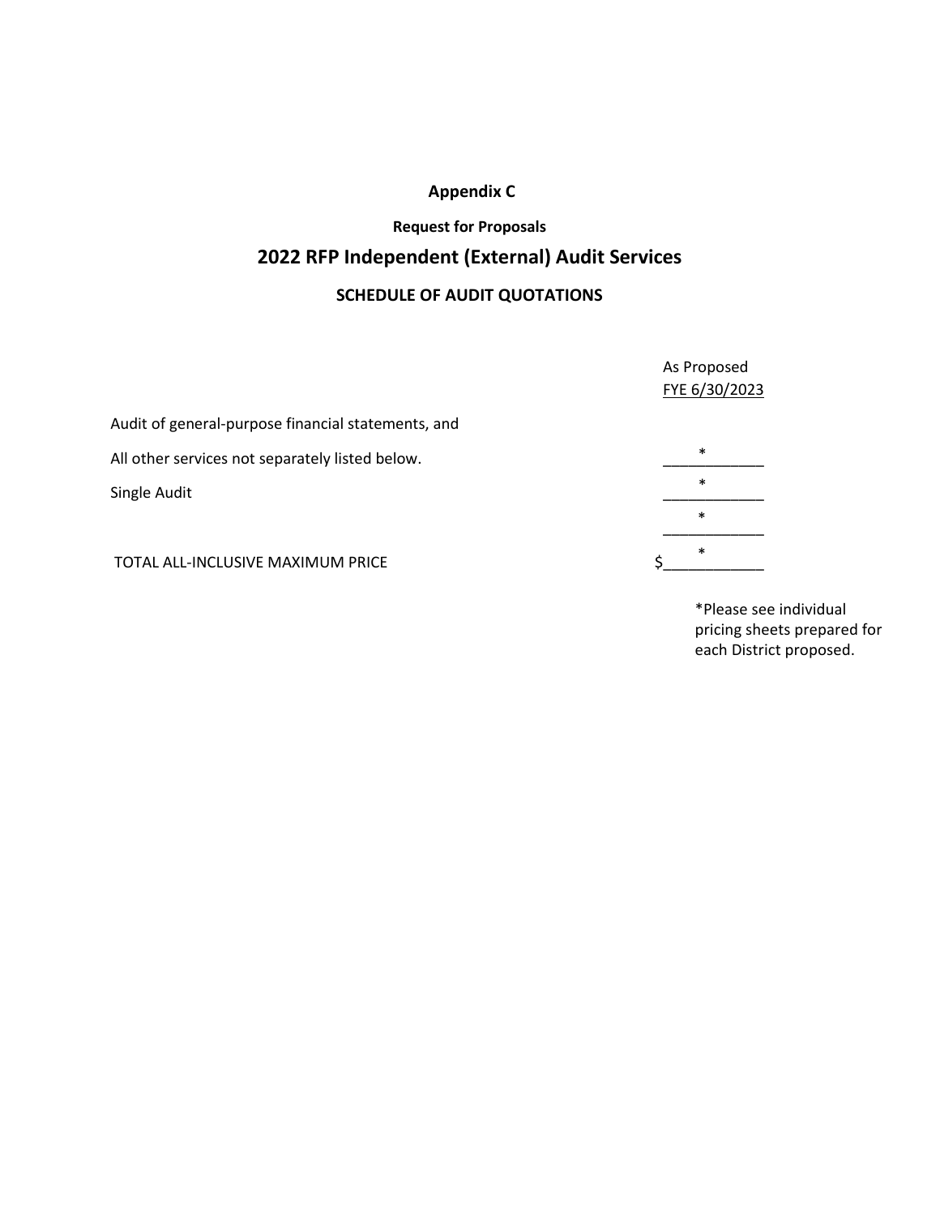**Appendix C**

**Request for Proposals**

## 2022 RFP Independent (External) Audit Services

### SCHEDULE OF AUDIT QUOTATIONS

| | As Proposed FYE 6/30/2023 |
|---|---|
| Audit of general-purpose financial statements, and | |
| All other services not separately listed below. | * |
| Single Audit | * |
| | * |
| TOTAL ALL-INCLUSIVE MAXIMUM PRICE | $ * |

*Please see individual pricing sheets prepared for each District proposed.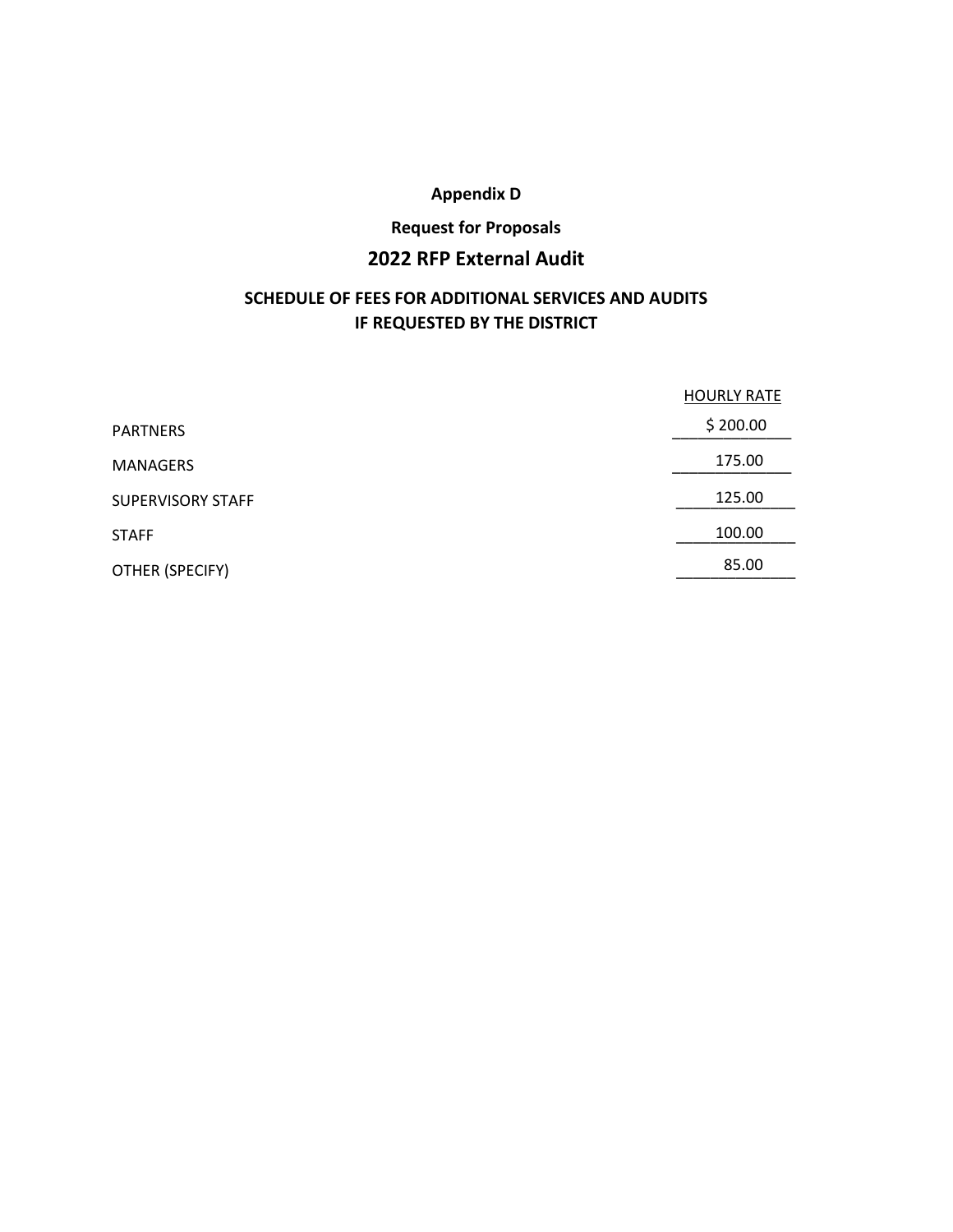**Appendix D**

**Request for Proposals**

## 2022 RFP External Audit

### SCHEDULE OF FEES FOR ADDITIONAL SERVICES AND AUDITS IF REQUESTED BY THE DISTRICT

| | HOURLY RATE |
|---|---|
| PARTNERS | $ 200.00 |
| MANAGERS | 175.00 |
| SUPERVISORY STAFF | 125.00 |
| STAFF | 100.00 |
| OTHER (SPECIFY) | 85.00 |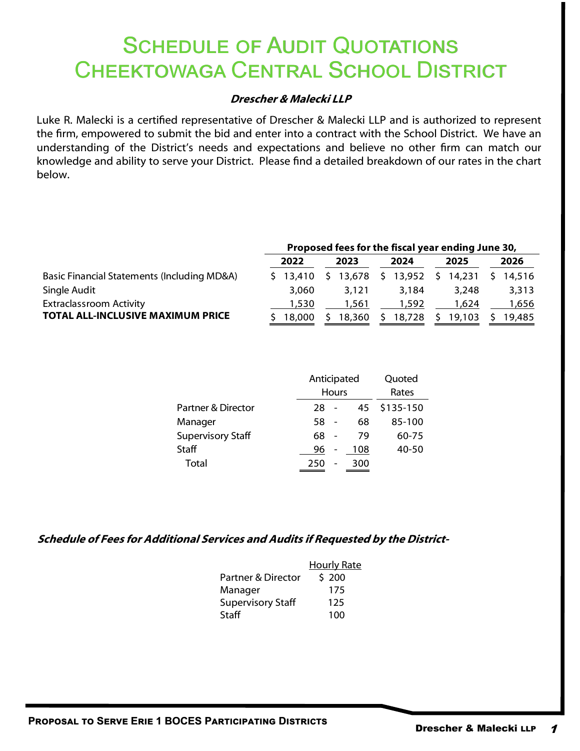# Schedule of Audit Quotations
# Cheektowaga Central School District

***Drescher & Malecki LLP***

Luke R. Malecki is a certified representative of Drescher & Malecki LLP and is authorized to represent the firm, empowered to submit the bid and enter into a contract with the School District. We have an understanding of the District's needs and expectations and believe no other firm can match our knowledge and ability to serve your District. Please find a detailed breakdown of our rates in the chart below.

| | Proposed fees for the fiscal year ending June 30, | | | | |
|---|---|---|---|---|---|
| | **2022** | **2023** | **2024** | **2025** | **2026** |
| Basic Financial Statements (Including MD&A) | $ 13,410 | $ 13,678 | $ 13,952 | $ 14,231 | $ 14,516 |
| Single Audit | 3,060 | 3,121 | 3,184 | 3,248 | 3,313 |
| Extraclassroom Activity | 1,530 | 1,561 | 1,592 | 1,624 | 1,656 |
| **TOTAL ALL-INCLUSIVE MAXIMUM PRICE** | $ 18,000 | $ 18,360 | $ 18,728 | $ 19,103 | $ 19,485 |

| | Anticipated Hours | Quoted Rates |
|---|---|---|
| Partner & Director | 28 - 45 | $135-150 |
| Manager | 58 - 68 | 85-100 |
| Supervisory Staff | 68 - 79 | 60-75 |
| Staff | 96 - 108 | 40-50 |
| Total | 250 - 300 | |

***Schedule of Fees for Additional Services and Audits if Requested by the District-***

| | Hourly Rate |
|---|---|
| Partner & Director | $ 200 |
| Manager | 175 |
| Supervisory Staff | 125 |
| Staff | 100 |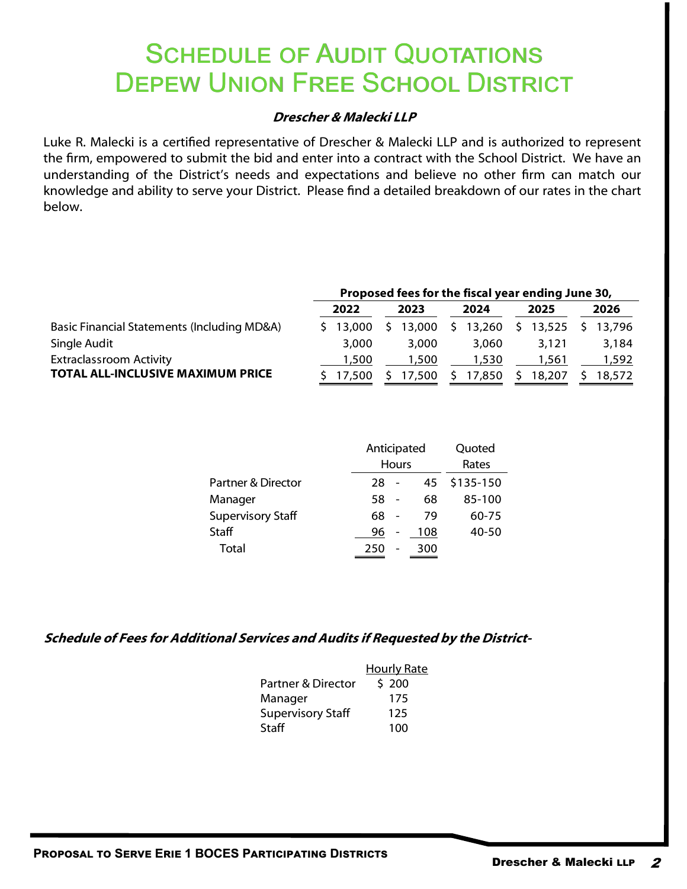# Schedule of Audit Quotations
# Depew Union Free School District

***Drescher & Malecki LLP***

Luke R. Malecki is a certified representative of Drescher & Malecki LLP and is authorized to represent the firm, empowered to submit the bid and enter into a contract with the School District. We have an understanding of the District's needs and expectations and believe no other firm can match our knowledge and ability to serve your District. Please find a detailed breakdown of our rates in the chart below.

| | Proposed fees for the fiscal year ending June 30, | | | | |
|---|---|---|---|---|---|
| | **2022** | **2023** | **2024** | **2025** | **2026** |
| Basic Financial Statements (Including MD&A) | $ 13,000 | $ 13,000 | $ 13,260 | $ 13,525 | $ 13,796 |
| Single Audit | 3,000 | 3,000 | 3,060 | 3,121 | 3,184 |
| Extraclassroom Activity | 1,500 | 1,500 | 1,530 | 1,561 | 1,592 |
| **TOTAL ALL-INCLUSIVE MAXIMUM PRICE** | $ 17,500 | $ 17,500 | $ 17,850 | $ 18,207 | $ 18,572 |

| | Anticipated Hours | Quoted Rates |
|---|---|---|
| Partner & Director | 28 - 45 | $135-150 |
| Manager | 58 - 68 | 85-100 |
| Supervisory Staff | 68 - 79 | 60-75 |
| Staff | 96 - 108 | 40-50 |
| Total | 250 - 300 | |

***Schedule of Fees for Additional Services and Audits if Requested by the District-***

| | Hourly Rate |
|---|---|
| Partner & Director | $ 200 |
| Manager | 175 |
| Supervisory Staff | 125 |
| Staff | 100 |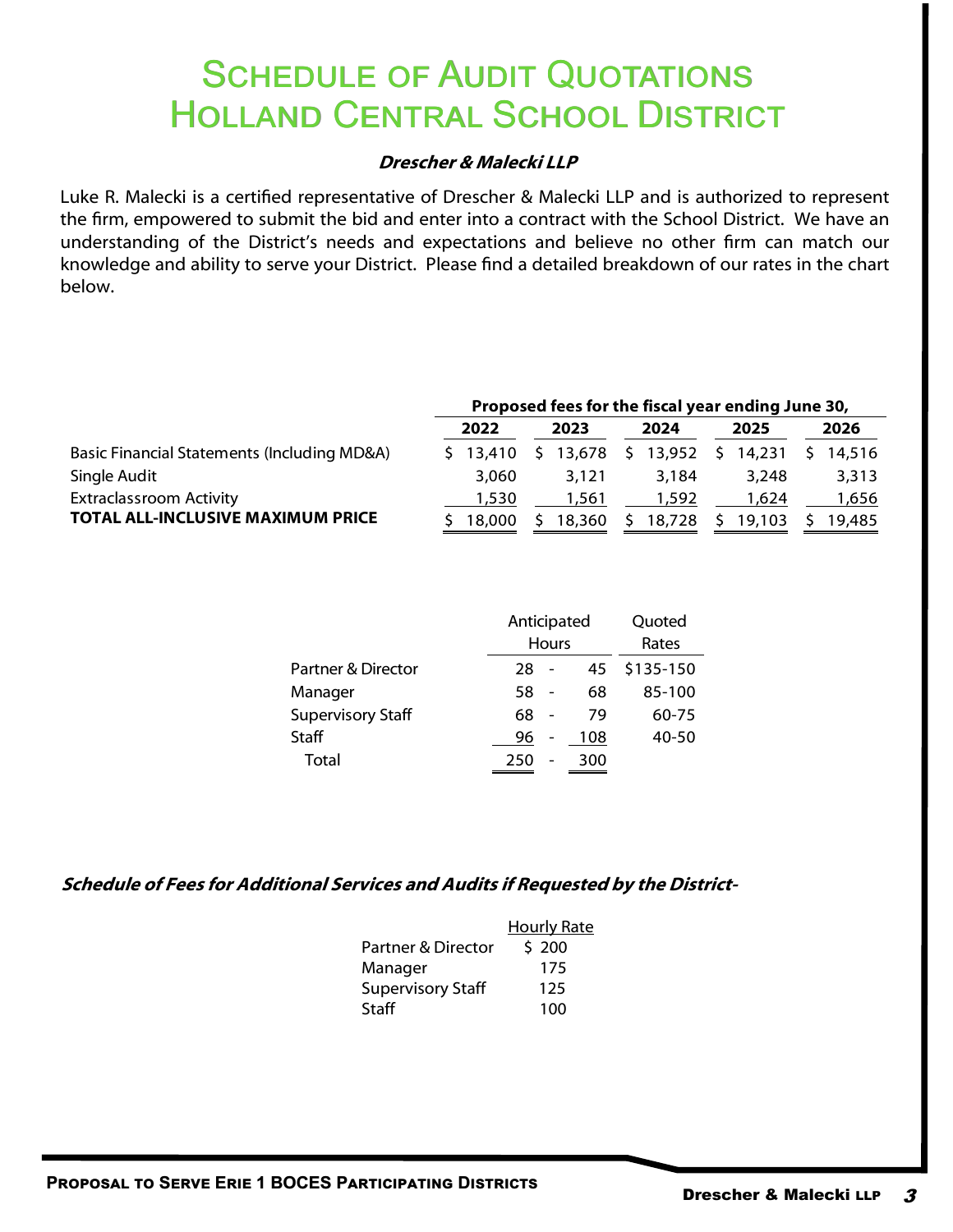# Schedule of Audit Quotations
# Holland Central School District

**_Drescher & Malecki LLP_**

Luke R. Malecki is a certified representative of Drescher & Malecki LLP and is authorized to represent the firm, empowered to submit the bid and enter into a contract with the School District. We have an understanding of the District's needs and expectations and believe no other firm can match our knowledge and ability to serve your District. Please find a detailed breakdown of our rates in the chart below.

| | Proposed fees for the fiscal year ending June 30, | | | | |
|---|---|---|---|---|---|
| | **2022** | **2023** | **2024** | **2025** | **2026** |
| Basic Financial Statements (Including MD&A) | $ 13,410 | $ 13,678 | $ 13,952 | $ 14,231 | $ 14,516 |
| Single Audit | 3,060 | 3,121 | 3,184 | 3,248 | 3,313 |
| Extraclassroom Activity | 1,530 | 1,561 | 1,592 | 1,624 | 1,656 |
| **TOTAL ALL-INCLUSIVE MAXIMUM PRICE** | $ 18,000 | $ 18,360 | $ 18,728 | $ 19,103 | $ 19,485 |

| | Anticipated Hours | Quoted Rates |
|---|---|---|
| Partner & Director | 28 - 45 | $135-150 |
| Manager | 58 - 68 | 85-100 |
| Supervisory Staff | 68 - 79 | 60-75 |
| Staff | 96 - 108 | 40-50 |
| Total | 250 - 300 | |

**_Schedule of Fees for Additional Services and Audits if Requested by the District-_**

| | Hourly Rate |
|---|---|
| Partner & Director | $ 200 |
| Manager | 175 |
| Supervisory Staff | 125 |
| Staff | 100 |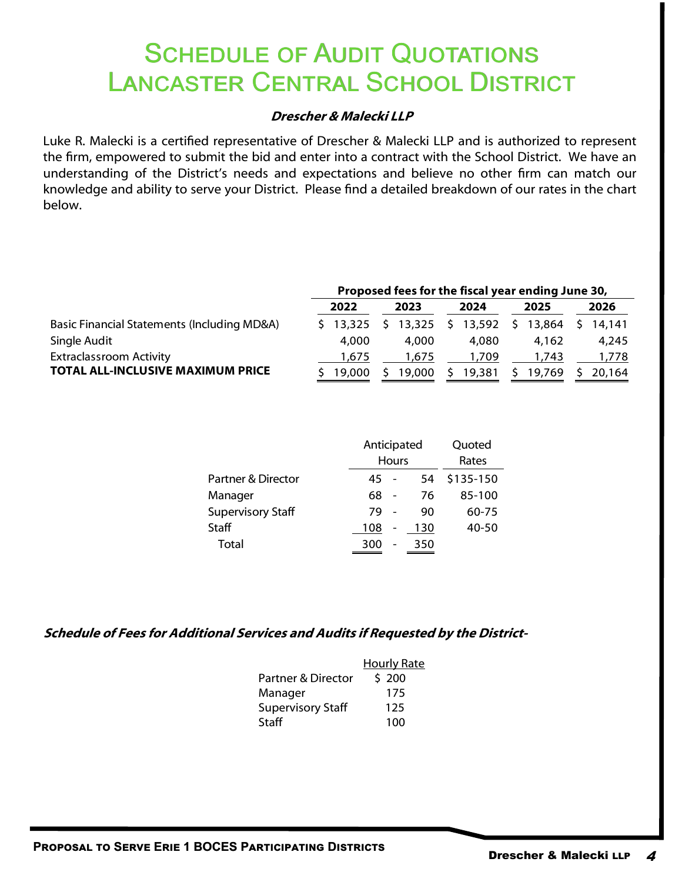# Schedule of Audit Quotations
# Lancaster Central School District

***Drescher & Malecki LLP***

Luke R. Malecki is a certified representative of Drescher & Malecki LLP and is authorized to represent the firm, empowered to submit the bid and enter into a contract with the School District. We have an understanding of the District's needs and expectations and believe no other firm can match our knowledge and ability to serve your District. Please find a detailed breakdown of our rates in the chart below.

| | Proposed fees for the fiscal year ending June 30, | | | | |
|---|---|---|---|---|---|
| | **2022** | **2023** | **2024** | **2025** | **2026** |
| Basic Financial Statements (Including MD&A) | $ 13,325 | $ 13,325 | $ 13,592 | $ 13,864 | $ 14,141 |
| Single Audit | 4,000 | 4,000 | 4,080 | 4,162 | 4,245 |
| Extraclassroom Activity | 1,675 | 1,675 | 1,709 | 1,743 | 1,778 |
| **TOTAL ALL-INCLUSIVE MAXIMUM PRICE** | $ 19,000 | $ 19,000 | $ 19,381 | $ 19,769 | $ 20,164 |

| | Anticipated Hours | Quoted Rates |
|---|---|---|
| Partner & Director | 45 - 54 | $135-150 |
| Manager | 68 - 76 | 85-100 |
| Supervisory Staff | 79 - 90 | 60-75 |
| Staff | 108 - 130 | 40-50 |
| Total | 300 - 350 | |

***Schedule of Fees for Additional Services and Audits if Requested by the District-***

| | Hourly Rate |
|---|---|
| Partner & Director | $ 200 |
| Manager | 175 |
| Supervisory Staff | 125 |
| Staff | 100 |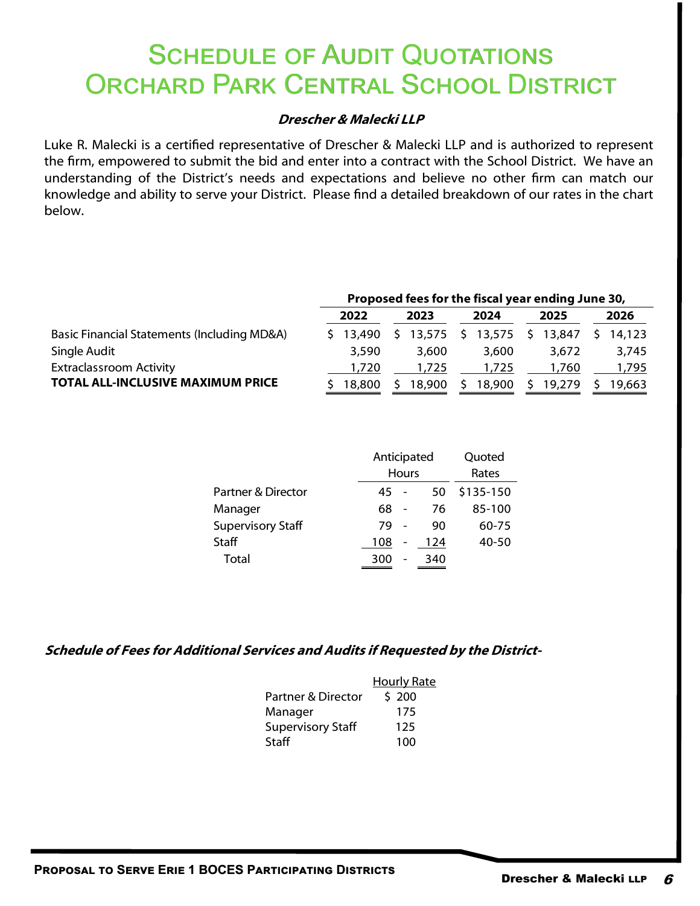# Schedule of Audit Quotations
# Orchard Park Central School District

### ***Drescher & Malecki LLP***

Luke R. Malecki is a certified representative of Drescher & Malecki LLP and is authorized to represent the firm, empowered to submit the bid and enter into a contract with the School District. We have an understanding of the District's needs and expectations and believe no other firm can match our knowledge and ability to serve your District. Please find a detailed breakdown of our rates in the chart below.

| | Proposed fees for the fiscal year ending June 30, | | | | |
|---|---|---|---|---|---|
| | **2022** | **2023** | **2024** | **2025** | **2026** |
| Basic Financial Statements (Including MD&A) | $ 13,490 | $ 13,575 | $ 13,575 | $ 13,847 | $ 14,123 |
| Single Audit | 3,590 | 3,600 | 3,600 | 3,672 | 3,745 |
| Extraclassroom Activity | 1,720 | 1,725 | 1,725 | 1,760 | 1,795 |
| **TOTAL ALL-INCLUSIVE MAXIMUM PRICE** | $ 18,800 | $ 18,900 | $ 18,900 | $ 19,279 | $ 19,663 |

| | Anticipated Hours | Quoted Rates |
|---|---|---|
| Partner & Director | 45 - 50 | $135-150 |
| Manager | 68 - 76 | 85-100 |
| Supervisory Staff | 79 - 90 | 60-75 |
| Staff | 108 - 124 | 40-50 |
| Total | 300 - 340 | |

***Schedule of Fees for Additional Services and Audits if Requested by the District-***

| | Hourly Rate |
|---|---|
| Partner & Director | $ 200 |
| Manager | 175 |
| Supervisory Staff | 125 |
| Staff | 100 |